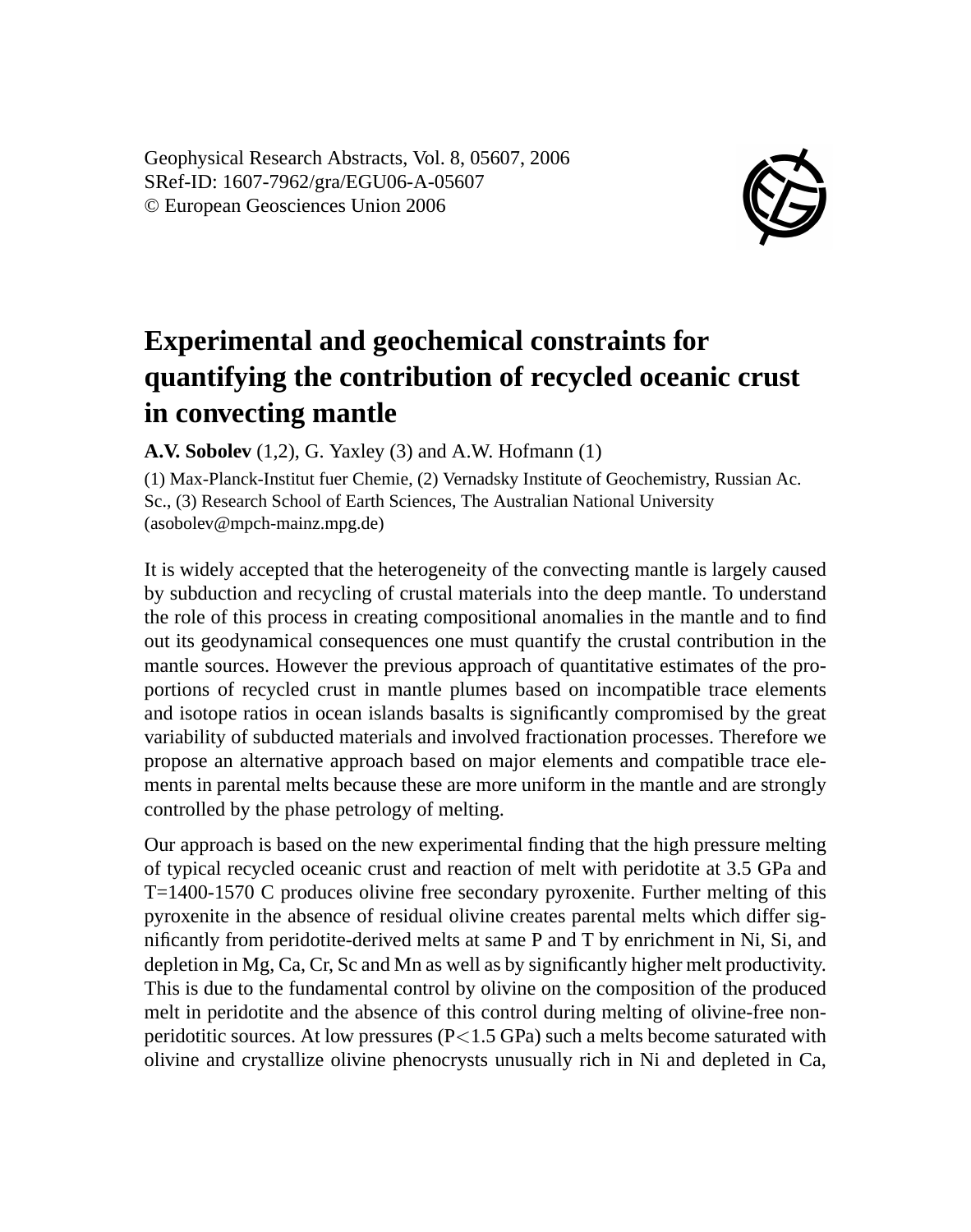Geophysical Research Abstracts, Vol. 8, 05607, 2006
SRef-ID: 1607-7962/gra/EGU06-A-05607
© European Geosciences Union 2006

# Experimental and geochemical constraints for quantifying the contribution of recycled oceanic crust in convecting mantle

**A.V. Sobolev** (1,2), G. Yaxley (3) and A.W. Hofmann (1)

(1) Max-Planck-Institut fuer Chemie, (2) Vernadsky Institute of Geochemistry, Russian Ac. Sc., (3) Research School of Earth Sciences, The Australian National University (asobolev@mpch-mainz.mpg.de)

It is widely accepted that the heterogeneity of the convecting mantle is largely caused by subduction and recycling of crustal materials into the deep mantle. To understand the role of this process in creating compositional anomalies in the mantle and to find out its geodynamical consequences one must quantify the crustal contribution in the mantle sources. However the previous approach of quantitative estimates of the proportions of recycled crust in mantle plumes based on incompatible trace elements and isotope ratios in ocean islands basalts is significantly compromised by the great variability of subducted materials and involved fractionation processes. Therefore we propose an alternative approach based on major elements and compatible trace elements in parental melts because these are more uniform in the mantle and are strongly controlled by the phase petrology of melting.

Our approach is based on the new experimental finding that the high pressure melting of typical recycled oceanic crust and reaction of melt with peridotite at 3.5 GPa and T=1400-1570 C produces olivine free secondary pyroxenite. Further melting of this pyroxenite in the absence of residual olivine creates parental melts which differ significantly from peridotite-derived melts at same P and T by enrichment in Ni, Si, and depletion in Mg, Ca, Cr, Sc and Mn as well as by significantly higher melt productivity. This is due to the fundamental control by olivine on the composition of the produced melt in peridotite and the absence of this control during melting of olivine-free non-peridotitic sources. At low pressures ($P<1.5$ GPa) such a melts become saturated with olivine and crystallize olivine phenocrysts unusually rich in Ni and depleted in Ca,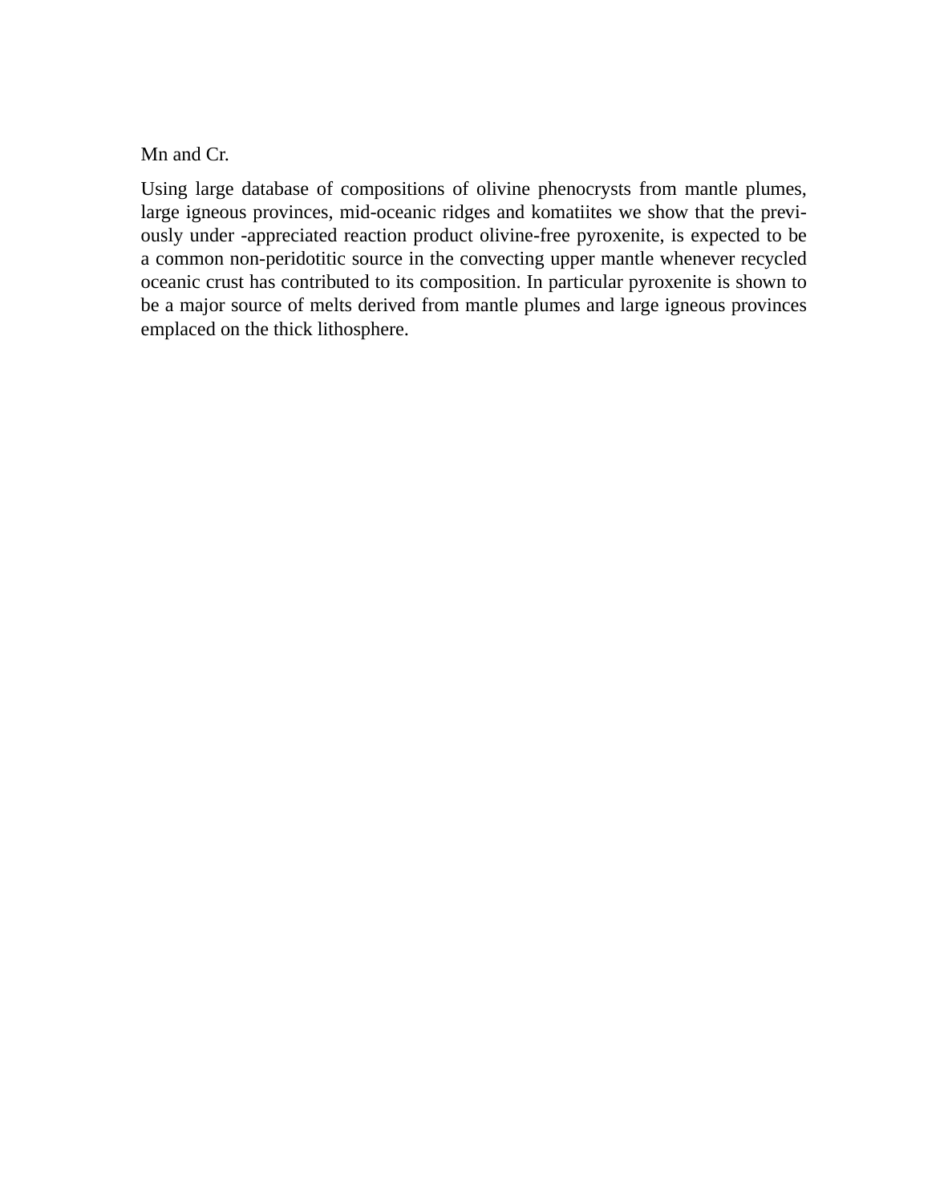Mn and Cr.

Using large database of compositions of olivine phenocrysts from mantle plumes, large igneous provinces, mid-oceanic ridges and komatiites we show that the previously under -appreciated reaction product olivine-free pyroxenite, is expected to be a common non-peridotitic source in the convecting upper mantle whenever recycled oceanic crust has contributed to its composition. In particular pyroxenite is shown to be a major source of melts derived from mantle plumes and large igneous provinces emplaced on the thick lithosphere.